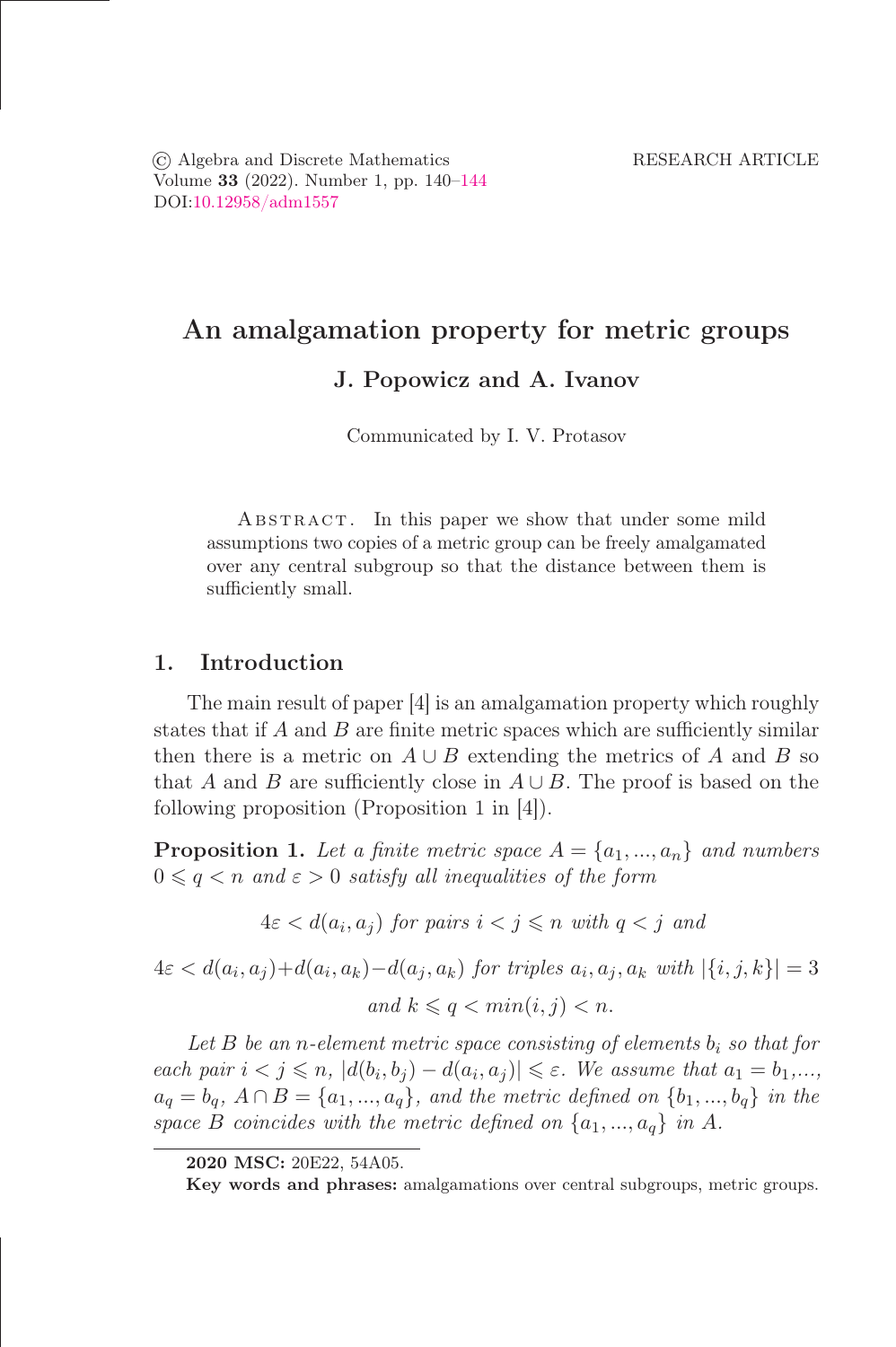# An amalgamation property for metric groups

**J. Popowicz and A. Ivanov**

Communicated by I. V. Protasov

Abstract. In this paper we show that under some mild assumptions two copies of a metric group can be freely amalgamated over any central subgroup so that the distance between them is sufficiently small.

## 1. Introduction

The main result of paper [4] is an amalgamation property which roughly states that if $A$ and $B$ are finite metric spaces which are sufficiently similar then there is a metric on $A \cup B$ extending the metrics of $A$ and $B$ so that $A$ and $B$ are sufficiently close in $A \cup B$. The proof is based on the following proposition (Proposition 1 in [4]).

**Proposition 1.** *Let a finite metric space $A = \{a_1, ..., a_n\}$ and numbers $0 \leqslant q < n$ and $\varepsilon > 0$ satisfy all inequalities of the form*

$$4\varepsilon < d(a_i, a_j) \text{ for pairs } i < j \leqslant n \text{ with } q < j \text{ and}$$

$$4\varepsilon < d(a_i, a_j) + d(a_i, a_k) - d(a_j, a_k) \text{ for triples } a_i, a_j, a_k \text{ with } |\{i, j, k\}| = 3$$
$$\text{and } k \leqslant q < min(i, j) < n.$$

*Let $B$ be an $n$-element metric space consisting of elements $b_i$ so that for each pair $i < j \leqslant n$, $|d(b_i, b_j) - d(a_i, a_j)| \leqslant \varepsilon$. We assume that $a_1 = b_1$,..., $a_q = b_q$, $A \cap B = \{a_1, ..., a_q\}$, and the metric defined on $\{b_1, ..., b_q\}$ in the space $B$ coincides with the metric defined on $\{a_1, ..., a_q\}$ in $A$.*

**2020 MSC:** 20E22, 54A05.

**Key words and phrases:** amalgamations over central subgroups, metric groups.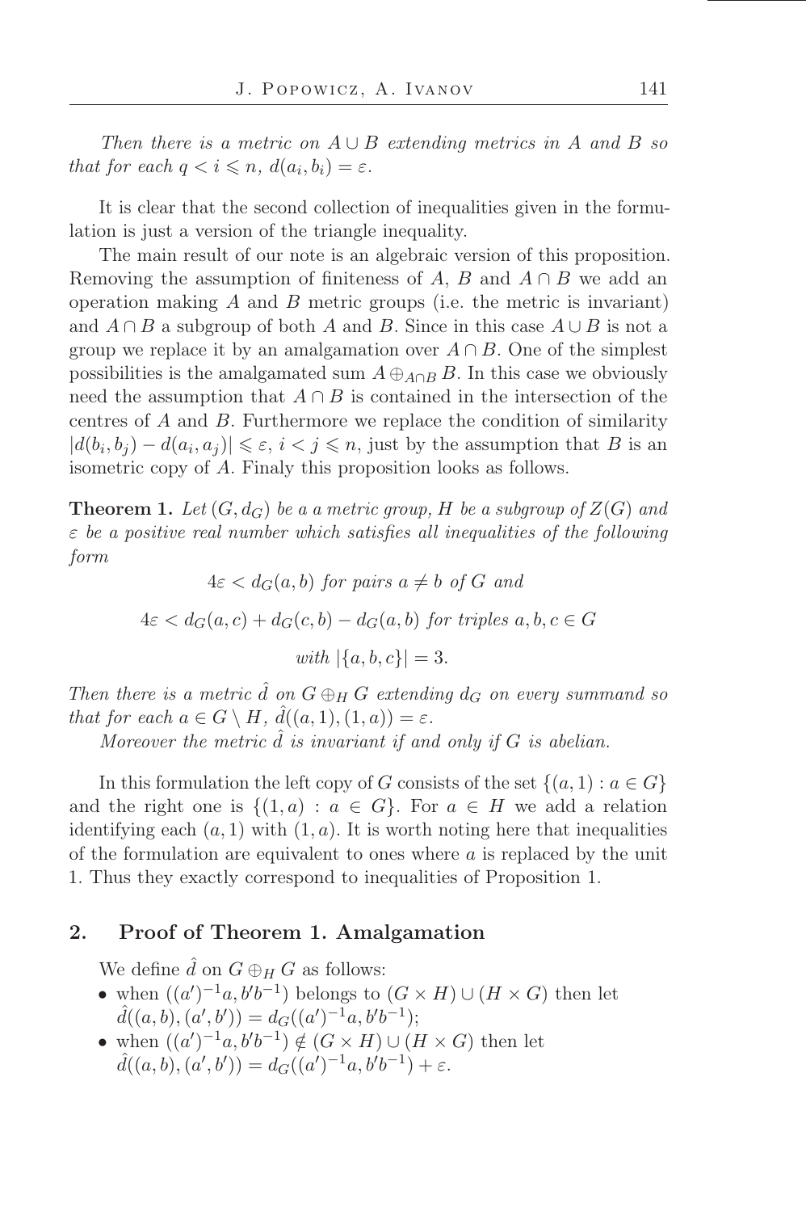*Then there is a metric on $A \cup B$ extending metrics in $A$ and $B$ so that for each $q < i \leqslant n$, $d(a_i, b_i) = \varepsilon$.*

It is clear that the second collection of inequalities given in the formulation is just a version of the triangle inequality.

The main result of our note is an algebraic version of this proposition. Removing the assumption of finiteness of $A$, $B$ and $A \cap B$ we add an operation making $A$ and $B$ metric groups (i.e. the metric is invariant) and $A \cap B$ a subgroup of both $A$ and $B$. Since in this case $A \cup B$ is not a group we replace it by an amalgamation over $A \cap B$. One of the simplest possibilities is the amalgamated sum $A \oplus_{A \cap B} B$. In this case we obviously need the assumption that $A \cap B$ is contained in the intersection of the centres of $A$ and $B$. Furthermore we replace the condition of similarity $|d(b_i, b_j) - d(a_i, a_j)| \leqslant \varepsilon$, $i < j \leqslant n$, just by the assumption that $B$ is an isometric copy of $A$. Finaly this proposition looks as follows.

**Theorem 1.** *Let $(G, d_G)$ be a a metric group, $H$ be a subgroup of $Z(G)$ and $\varepsilon$ be a positive real number which satisfies all inequalities of the following form*

$$4\varepsilon < d_G(a, b) \text{ for pairs } a \neq b \text{ of } G \text{ and}$$

$$4\varepsilon < d_G(a, c) + d_G(c, b) - d_G(a, b) \text{ for triples } a, b, c \in G$$

$$\text{with } |\{a, b, c\}| = 3.$$

*Then there is a metric $\hat{d}$ on $G \oplus_H G$ extending $d_G$ on every summand so that for each $a \in G \setminus H$, $\hat{d}((a, 1), (1, a)) = \varepsilon$.*

*Moreover the metric $\hat{d}$ is invariant if and only if $G$ is abelian.*

In this formulation the left copy of $G$ consists of the set $\{(a, 1) : a \in G\}$ and the right one is $\{(1, a) : a \in G\}$. For $a \in H$ we add a relation identifying each $(a, 1)$ with $(1, a)$. It is worth noting here that inequalities of the formulation are equivalent to ones where $a$ is replaced by the unit 1. Thus they exactly correspond to inequalities of Proposition 1.

## 2. Proof of Theorem 1. Amalgamation

We define $\hat{d}$ on $G \oplus_H G$ as follows:

- when $((a')^{-1}a, b'b^{-1})$ belongs to $(G \times H) \cup (H \times G)$ then let $\hat{d}((a, b), (a', b')) = d_G((a')^{-1}a, b'b^{-1})$;
- when $((a')^{-1}a, b'b^{-1}) \notin (G \times H) \cup (H \times G)$ then let $\hat{d}((a, b), (a', b')) = d_G((a')^{-1}a, b'b^{-1}) + \varepsilon$.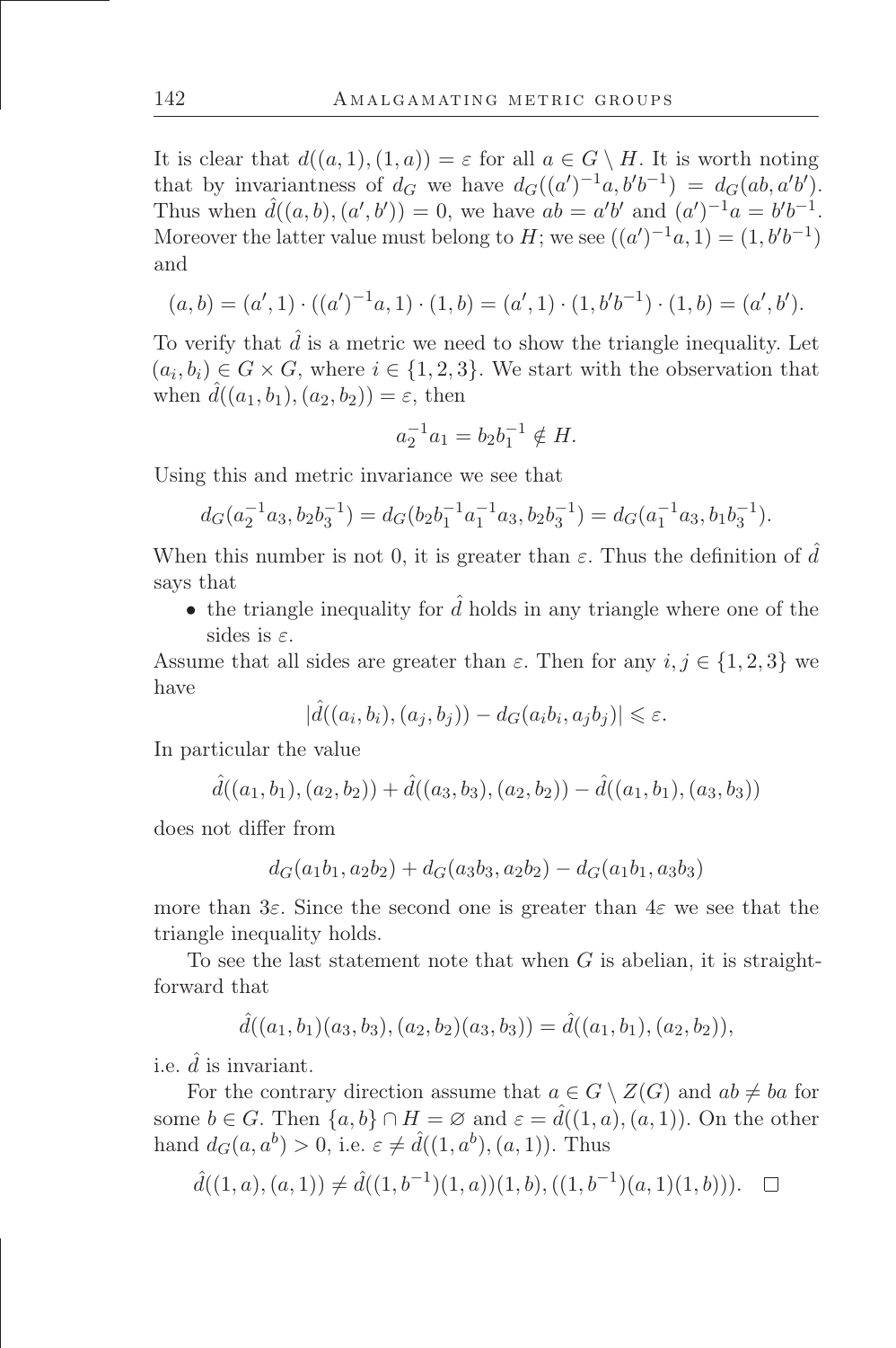It is clear that $d((a,1),(1,a)) = \varepsilon$ for all $a \in G \setminus H$. It is worth noting that by invariantness of $d_G$ we have $d_G((a')^{-1}a, b'b^{-1}) = d_G(ab, a'b')$. Thus when $\hat{d}((a,b),(a',b')) = 0$, we have $ab = a'b'$ and $(a')^{-1}a = b'b^{-1}$. Moreover the latter value must belong to $H$; we see $((a')^{-1}a, 1) = (1, b'b^{-1})$ and

$$(a,b) = (a',1) \cdot ((a')^{-1}a, 1) \cdot (1,b) = (a',1) \cdot (1, b'b^{-1}) \cdot (1,b) = (a',b').$$

To verify that $\hat{d}$ is a metric we need to show the triangle inequality. Let $(a_i, b_i) \in G \times G$, where $i \in \{1,2,3\}$. We start with the observation that when $\hat{d}((a_1,b_1),(a_2,b_2)) = \varepsilon$, then

$$a_2^{-1}a_1 = b_2 b_1^{-1} \notin H.$$

Using this and metric invariance we see that

$$d_G(a_2^{-1}a_3, b_2 b_3^{-1}) = d_G(b_2 b_1^{-1} a_1^{-1} a_3, b_2 b_3^{-1}) = d_G(a_1^{-1}a_3, b_1 b_3^{-1}).$$

When this number is not 0, it is greater than $\varepsilon$. Thus the definition of $\hat{d}$ says that

- the triangle inequality for $\hat{d}$ holds in any triangle where one of the sides is $\varepsilon$.

Assume that all sides are greater than $\varepsilon$. Then for any $i,j \in \{1,2,3\}$ we have

$$|\hat{d}((a_i,b_i),(a_j,b_j)) - d_G(a_i b_i, a_j b_j)| \leqslant \varepsilon.$$

In particular the value

$$\hat{d}((a_1,b_1),(a_2,b_2)) + \hat{d}((a_3,b_3),(a_2,b_2)) - \hat{d}((a_1,b_1),(a_3,b_3))$$

does not differ from

$$d_G(a_1b_1, a_2b_2) + d_G(a_3b_3, a_2b_2) - d_G(a_1b_1, a_3b_3)$$

more than $3\varepsilon$. Since the second one is greater than $4\varepsilon$ we see that the triangle inequality holds.

To see the last statement note that when $G$ is abelian, it is straightforward that

$$\hat{d}((a_1,b_1)(a_3,b_3),(a_2,b_2)(a_3,b_3)) = \hat{d}((a_1,b_1),(a_2,b_2)),$$

i.e. $\hat{d}$ is invariant.

For the contrary direction assume that $a \in G \setminus Z(G)$ and $ab \neq ba$ for some $b \in G$. Then $\{a,b\} \cap H = \varnothing$ and $\varepsilon = \hat{d}((1,a),(a,1))$. On the other hand $d_G(a, a^b) > 0$, i.e. $\varepsilon \neq \hat{d}((1,a^b),(a,1))$. Thus

$$\hat{d}((1,a),(a,1)) \neq \hat{d}((1,b^{-1})(1,a))(1,b),((1,b^{-1})(a,1)(1,b))). \quad \square$$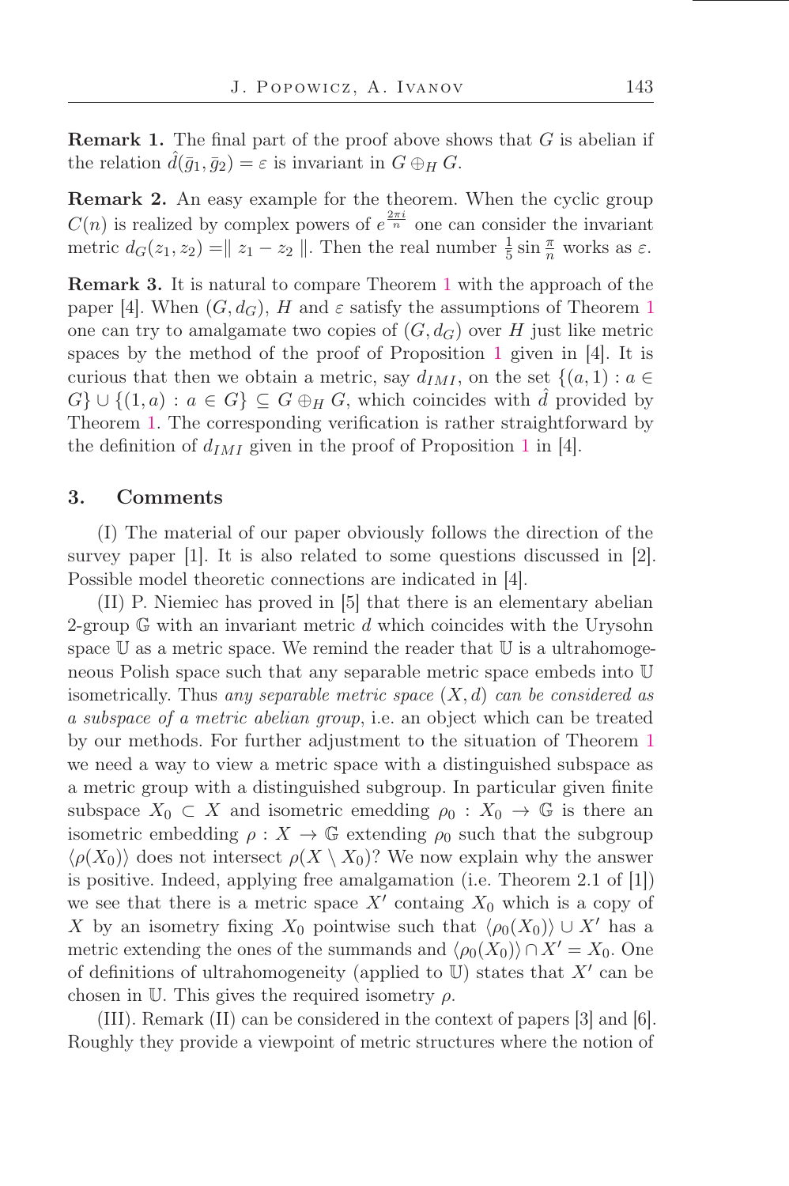**Remark 1.** The final part of the proof above shows that $G$ is abelian if the relation $\hat{d}(\bar{g}_1, \bar{g}_2) = \varepsilon$ is invariant in $G \oplus_H G$.

**Remark 2.** An easy example for the theorem. When the cyclic group $C(n)$ is realized by complex powers of $e^{\frac{2\pi i}{n}}$ one can consider the invariant metric $d_G(z_1, z_2) = \parallel z_1 - z_2 \parallel$. Then the real number $\frac{1}{5} \sin \frac{\pi}{n}$ works as $\varepsilon$.

**Remark 3.** It is natural to compare Theorem 1 with the approach of the paper [4]. When $(G, d_G)$, $H$ and $\varepsilon$ satisfy the assumptions of Theorem 1 one can try to amalgamate two copies of $(G, d_G)$ over $H$ just like metric spaces by the method of the proof of Proposition 1 given in [4]. It is curious that then we obtain a metric, say $d_{IMI}$, on the set $\{(a, 1) : a \in G\} \cup \{(1, a) : a \in G\} \subseteq G \oplus_H G$, which coincides with $\hat{d}$ provided by Theorem 1. The corresponding verification is rather straightforward by the definition of $d_{IMI}$ given in the proof of Proposition 1 in [4].

## 3. Comments

(I) The material of our paper obviously follows the direction of the survey paper [1]. It is also related to some questions discussed in [2]. Possible model theoretic connections are indicated in [4].

(II) P. Niemiec has proved in [5] that there is an elementary abelian 2-group $\mathbb{G}$ with an invariant metric $d$ which coincides with the Urysohn space $\mathbb{U}$ as a metric space. We remind the reader that $\mathbb{U}$ is a ultrahomogeneous Polish space such that any separable metric space embeds into $\mathbb{U}$ isometrically. Thus *any separable metric space* $(X, d)$ *can be considered as a subspace of a metric abelian group*, i.e. an object which can be treated by our methods. For further adjustment to the situation of Theorem 1 we need a way to view a metric space with a distinguished subspace as a metric group with a distinguished subgroup. In particular given finite subspace $X_0 \subset X$ and isometric emedding $\rho_0 : X_0 \to \mathbb{G}$ is there an isometric embedding $\rho : X \to \mathbb{G}$ extending $\rho_0$ such that the subgroup $\langle \rho(X_0) \rangle$ does not intersect $\rho(X \setminus X_0)$? We now explain why the answer is positive. Indeed, applying free amalgamation (i.e. Theorem 2.1 of [1]) we see that there is a metric space $X'$ containg $X_0$ which is a copy of $X$ by an isometry fixing $X_0$ pointwise such that $\langle \rho_0(X_0) \rangle \cup X'$ has a metric extending the ones of the summands and $\langle \rho_0(X_0) \rangle \cap X' = X_0$. One of definitions of ultrahomogeneity (applied to $\mathbb{U}$) states that $X'$ can be chosen in $\mathbb{U}$. This gives the required isometry $\rho$.

(III). Remark (II) can be considered in the context of papers [3] and [6]. Roughly they provide a viewpoint of metric structures where the notion of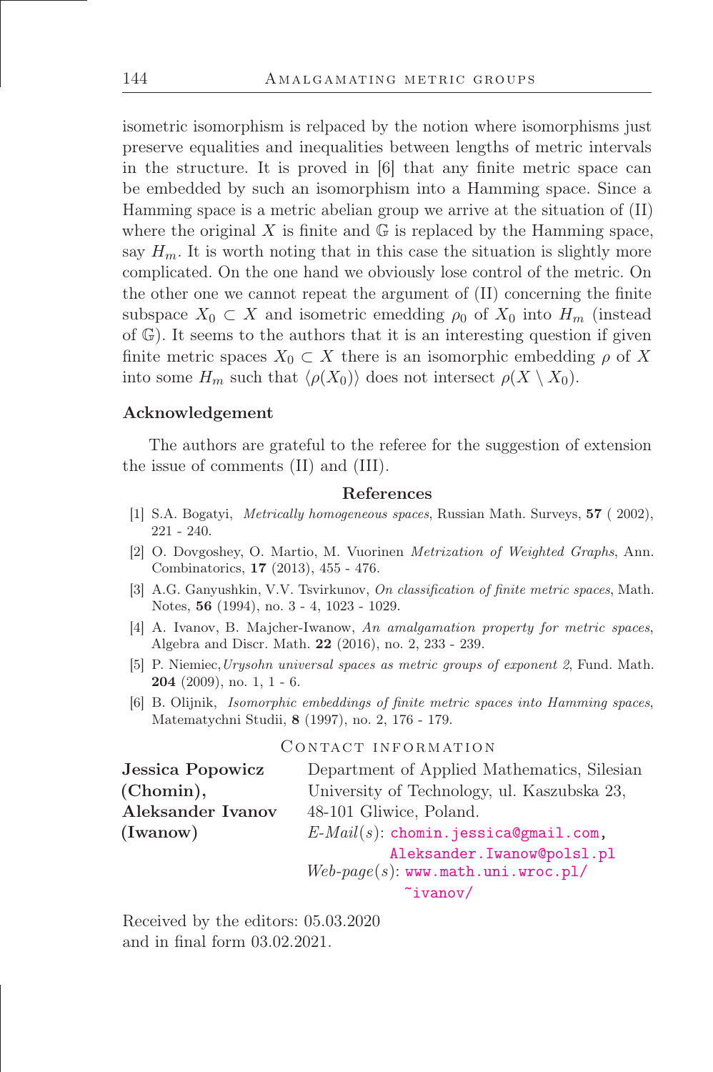isometric isomorphism is relpaced by the notion where isomorphisms just preserve equalities and inequalities between lengths of metric intervals in the structure. It is proved in [6] that any finite metric space can be embedded by such an isomorphism into a Hamming space. Since a Hamming space is a metric abelian group we arrive at the situation of (II) where the original $X$ is finite and $\mathbb{G}$ is replaced by the Hamming space, say $H_m$. It is worth noting that in this case the situation is slightly more complicated. On the one hand we obviously lose control of the metric. On the other one we cannot repeat the argument of (II) concerning the finite subspace $X_0 \subset X$ and isometric emedding $\rho_0$ of $X_0$ into $H_m$ (instead of $\mathbb{G}$). It seems to the authors that it is an interesting question if given finite metric spaces $X_0 \subset X$ there is an isomorphic embedding $\rho$ of $X$ into some $H_m$ such that $\langle \rho(X_0) \rangle$ does not intersect $\rho(X \setminus X_0)$.

### Acknowledgement

The authors are grateful to the referee for the suggestion of extension the issue of comments (II) and (III).

## References

[1] S.A. Bogatyi, *Metrically homogeneous spaces*, Russian Math. Surveys, **57** ( 2002), 221 - 240.

[2] O. Dovgoshey, O. Martio, M. Vuorinen *Metrization of Weighted Graphs*, Ann. Combinatorics, **17** (2013), 455 - 476.

[3] A.G. Ganyushkin, V.V. Tsvirkunov, *On classification of finite metric spaces*, Math. Notes, **56** (1994), no. 3 - 4, 1023 - 1029.

[4] A. Ivanov, B. Majcher-Iwanow, *An amalgamation property for metric spaces*, Algebra and Discr. Math. **22** (2016), no. 2, 233 - 239.

[5] P. Niemiec, *Urysohn universal spaces as metric groups of exponent 2*, Fund. Math. **204** (2009), no. 1, 1 - 6.

[6] B. Olijnik, *Isomorphic embeddings of finite metric spaces into Hamming spaces*, Matematychni Studii, **8** (1997), no. 2, 176 - 179.

### Contact information

**Jessica Popowicz (Chomin), Aleksander Ivanov (Iwanow)**
Department of Applied Mathematics, Silesian University of Technology, ul. Kaszubska 23, 48-101 Gliwice, Poland.
*E-Mail(s)*: chomin.jessica@gmail.com, Aleksander.Iwanow@polsl.pl
*Web-page(s)*: www.math.uni.wroc.pl/~ivanov/

Received by the editors: 05.03.2020
and in final form 03.02.2021.